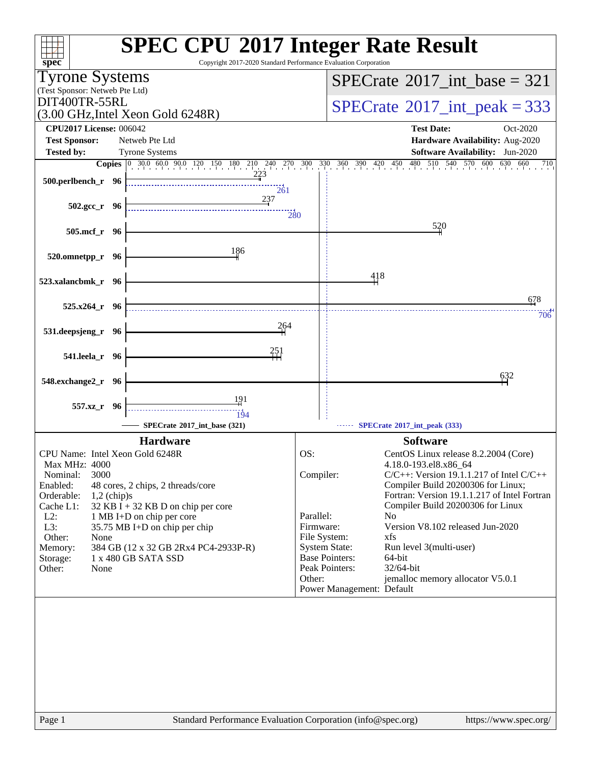# SPEC CPU 2017 Integer Rate Result

Copyright 2017-2020 Standard Performance Evaluation Corporation

**Tyrone Systems**
(Test Sponsor: Netweb Pte Ltd)
DIT400TR-55RL
(3.00 GHz,Intel Xeon Gold 6248R)

**SPECrate 2017_int_base = 321**

**SPECrate 2017_int_peak = 333**

| | | | |
|---|---|---|---|
| **CPU2017 License:** | 006042 | **Test Date:** | Oct-2020 |
| **Test Sponsor:** | Netweb Pte Ltd | **Hardware Availability:** | Aug-2020 |
| **Tested by:** | Tyrone Systems | **Software Availability:** | Jun-2020 |

| Benchmark | Copies | Base | Peak |
|---|---|---|---|
| 500.perlbench_r | 96 | 223 | 261 |
| 502.gcc_r | 96 | 237 | 280 |
| 505.mcf_r | 96 | 520 | |
| 520.omnetpp_r | 96 | 186 | |
| 523.xalancbmk_r | 96 | 418 | |
| 525.x264_r | 96 | 678 | 706 |
| 531.deepsjeng_r | 96 | 264 | |
| 541.leela_r | 96 | 251 | |
| 548.exchange2_r | 96 | 632 | |
| 557.xz_r | 96 | 191 | 194 |

SPECrate 2017_int_base (321) — SPECrate 2017_int_peak (333)

## Hardware

| | |
|---|---|
| CPU Name: | Intel Xeon Gold 6248R |
| Max MHz: | 4000 |
| Nominal: | 3000 |
| Enabled: | 48 cores, 2 chips, 2 threads/core |
| Orderable: | 1,2 (chip)s |
| Cache L1: | 32 KB I + 32 KB D on chip per core |
| L2: | 1 MB I+D on chip per core |
| L3: | 35.75 MB I+D on chip per chip |
| Other: | None |
| Memory: | 384 GB (12 x 32 GB 2Rx4 PC4-2933P-R) |
| Storage: | 1 x 480 GB SATA SSD |
| Other: | None |

## Software

| | |
|---|---|
| OS: | CentOS Linux release 8.2.2004 (Core) 4.18.0-193.el8.x86_64 |
| Compiler: | C/C++: Version 19.1.1.217 of Intel C/C++ Compiler Build 20200306 for Linux; Fortran: Version 19.1.1.217 of Intel Fortran Compiler Build 20200306 for Linux |
| Parallel: | No |
| Firmware: | Version V8.102 released Jun-2020 |
| File System: | xfs |
| System State: | Run level 3(multi-user) |
| Base Pointers: | 64-bit |
| Peak Pointers: | 32/64-bit |
| Other: | jemalloc memory allocator V5.0.1 |
| Power Management: | Default |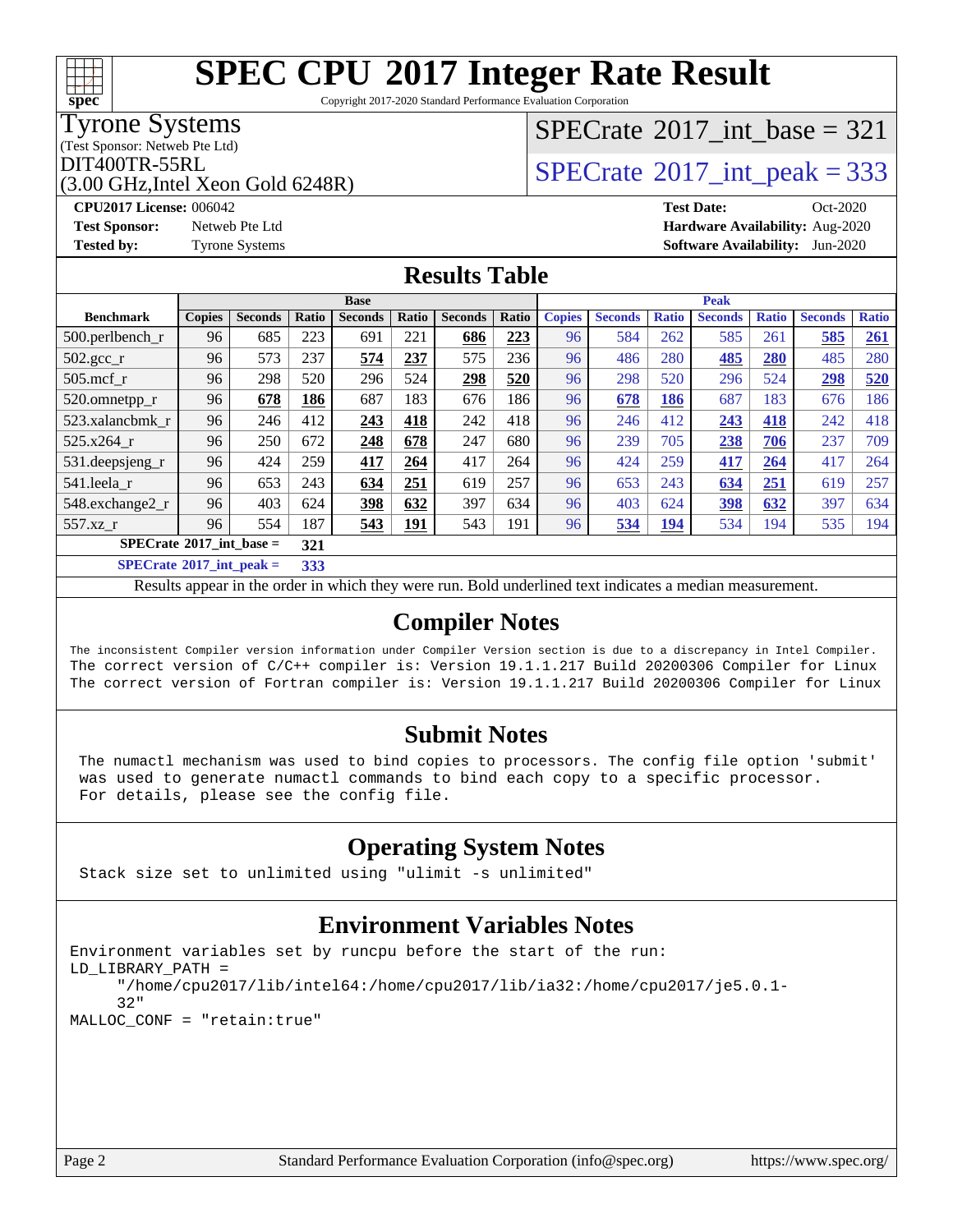# SPEC CPU 2017 Integer Rate Result

Copyright 2017-2020 Standard Performance Evaluation Corporation

**Tyrone Systems**
(Test Sponsor: Netweb Pte Ltd)
DIT400TR-55RL
(3.00 GHz,Intel Xeon Gold 6248R)

SPECrate 2017_int_base = 321

SPECrate 2017_int_peak = 333

**CPU2017 License:** 006042
**Test Sponsor:** Netweb Pte Ltd
**Tested by:** Tyrone Systems

**Test Date:** Oct-2020
**Hardware Availability:** Aug-2020
**Software Availability:** Jun-2020

## Results Table

| | Base | | | | | | | Peak | | | | | | |
|---|---|---|---|---|---|---|---|---|---|---|---|---|---|---|
| **Benchmark** | **Copies** | **Seconds** | **Ratio** | **Seconds** | **Ratio** | **Seconds** | **Ratio** | **Copies** | **Seconds** | **Ratio** | **Seconds** | **Ratio** | **Seconds** | **Ratio** |
| 500.perlbench_r | 96 | 685 | 223 | 691 | 221 | **686** | **223** | 96 | 584 | 262 | 585 | 261 | **585** | **261** |
| 502.gcc_r | 96 | 573 | 237 | **574** | **237** | 575 | 236 | 96 | 486 | 280 | **485** | **280** | 485 | 280 |
| 505.mcf_r | 96 | 298 | 520 | 296 | 524 | **298** | **520** | 96 | 298 | 520 | 296 | 524 | **298** | **520** |
| 520.omnetpp_r | 96 | **678** | **186** | 687 | 183 | 676 | 186 | 96 | **678** | **186** | 687 | 183 | 676 | 186 |
| 523.xalancbmk_r | 96 | 246 | 412 | **243** | **418** | 242 | 418 | 96 | 246 | 412 | **243** | **418** | 242 | 418 |
| 525.x264_r | 96 | 250 | 672 | **248** | **678** | 247 | 680 | 96 | 239 | 705 | **238** | **706** | 237 | 709 |
| 531.deepsjeng_r | 96 | 424 | 259 | **417** | **264** | 417 | 264 | 96 | 424 | 259 | **417** | **264** | 417 | 264 |
| 541.leela_r | 96 | 653 | 243 | **634** | **251** | 619 | 257 | 96 | 653 | 243 | **634** | **251** | 619 | 257 |
| 548.exchange2_r | 96 | 403 | 624 | **398** | **632** | 397 | 634 | 96 | 403 | 624 | **398** | **632** | 397 | 634 |
| 557.xz_r | 96 | 554 | 187 | **543** | **191** | 543 | 191 | 96 | **534** | **194** | 534 | 194 | 535 | 194 |
| **SPECrate 2017_int_base =** | **321** | | | | | | | | | | | | | |
| **SPECrate 2017_int_peak =** | **333** | | | | | | | | | | | | | |

Results appear in the order in which they were run. Bold underlined text indicates a median measurement.

## Compiler Notes

```
The inconsistent Compiler version information under Compiler Version section is due to a discrepancy in Intel Compiler.
The correct version of C/C++ compiler is: Version 19.1.1.217 Build 20200306 Compiler for Linux
The correct version of Fortran compiler is: Version 19.1.1.217 Build 20200306 Compiler for Linux
```

## Submit Notes

```
The numactl mechanism was used to bind copies to processors. The config file option 'submit'
was used to generate numactl commands to bind each copy to a specific processor.
For details, please see the config file.
```

## Operating System Notes

```
Stack size set to unlimited using "ulimit -s unlimited"
```

## Environment Variables Notes

```
Environment variables set by runcpu before the start of the run:
LD_LIBRARY_PATH =
     "/home/cpu2017/lib/intel64:/home/cpu2017/lib/ia32:/home/cpu2017/je5.0.1-
     32"
MALLOC_CONF = "retain:true"
```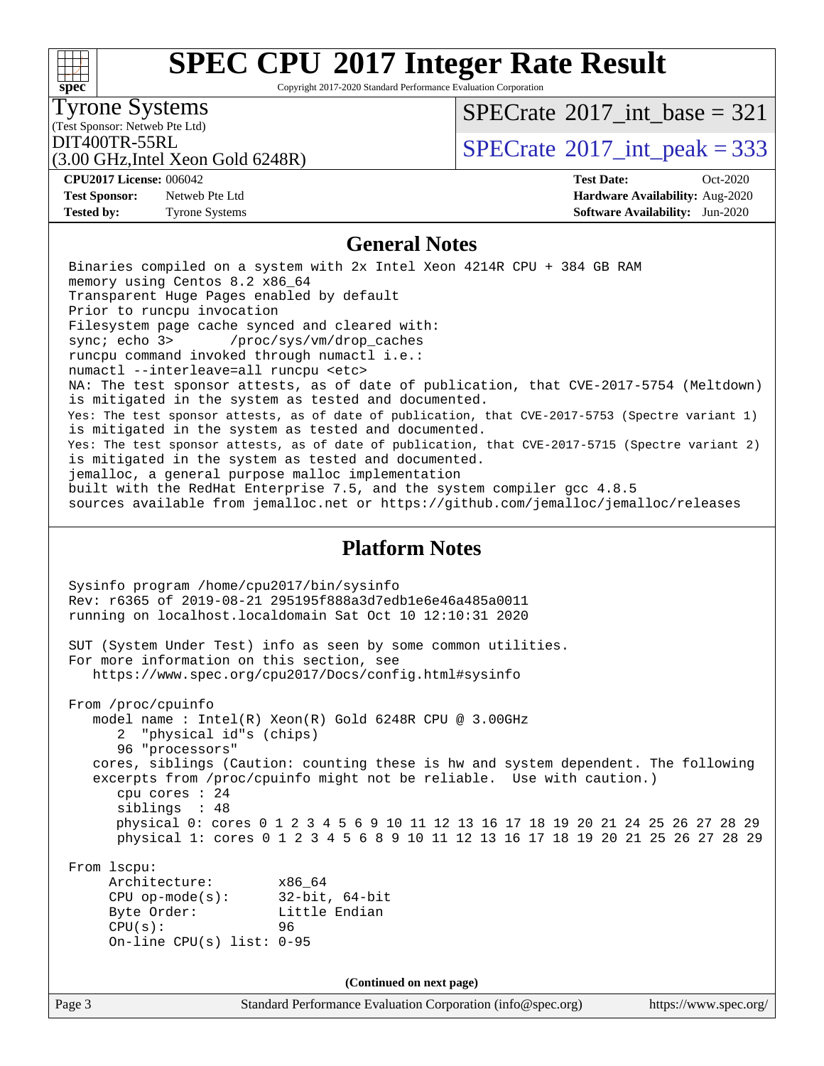# SPEC CPU 2017 Integer Rate Result

Copyright 2017-2020 Standard Performance Evaluation Corporation

**Tyrone Systems**
(Test Sponsor: Netweb Pte Ltd)
DIT400TR-55RL
(3.00 GHz,Intel Xeon Gold 6248R)

SPECrate 2017_int_base = 321

SPECrate 2017_int_peak = 333

**CPU2017 License:** 006042
**Test Sponsor:** Netweb Pte Ltd
**Tested by:** Tyrone Systems

**Test Date:** Oct-2020
**Hardware Availability:** Aug-2020
**Software Availability:** Jun-2020

## General Notes

```
Binaries compiled on a system with 2x Intel Xeon 4214R CPU + 384 GB RAM
memory using Centos 8.2 x86_64
Transparent Huge Pages enabled by default
Prior to runcpu invocation
Filesystem page cache synced and cleared with:
sync; echo 3>       /proc/sys/vm/drop_caches
runcpu command invoked through numactl i.e.:
numactl --interleave=all runcpu <etc>
NA: The test sponsor attests, as of date of publication, that CVE-2017-5754 (Meltdown)
is mitigated in the system as tested and documented.
Yes: The test sponsor attests, as of date of publication, that CVE-2017-5753 (Spectre variant 1)
is mitigated in the system as tested and documented.
Yes: The test sponsor attests, as of date of publication, that CVE-2017-5715 (Spectre variant 2)
is mitigated in the system as tested and documented.
jemalloc, a general purpose malloc implementation
built with the RedHat Enterprise 7.5, and the system compiler gcc 4.8.5
sources available from jemalloc.net or https://github.com/jemalloc/jemalloc/releases
```

## Platform Notes

```
Sysinfo program /home/cpu2017/bin/sysinfo
Rev: r6365 of 2019-08-21 295195f888a3d7edb1e6e46a485a0011
running on localhost.localdomain Sat Oct 10 12:10:31 2020

SUT (System Under Test) info as seen by some common utilities.
For more information on this section, see
   https://www.spec.org/cpu2017/Docs/config.html#sysinfo

From /proc/cpuinfo
   model name : Intel(R) Xeon(R) Gold 6248R CPU @ 3.00GHz
      2  "physical id"s (chips)
      96 "processors"
   cores, siblings (Caution: counting these is hw and system dependent. The following
   excerpts from /proc/cpuinfo might not be reliable.  Use with caution.)
      cpu cores : 24
      siblings  : 48
      physical 0: cores 0 1 2 3 4 5 6 9 10 11 12 13 16 17 18 19 20 21 24 25 26 27 28 29
      physical 1: cores 0 1 2 3 4 5 6 8 9 10 11 12 13 16 17 18 19 20 21 25 26 27 28 29

From lscpu:
     Architecture:        x86_64
     CPU op-mode(s):      32-bit, 64-bit
     Byte Order:          Little Endian
     CPU(s):              96
     On-line CPU(s) list: 0-95
```

**(Continued on next page)**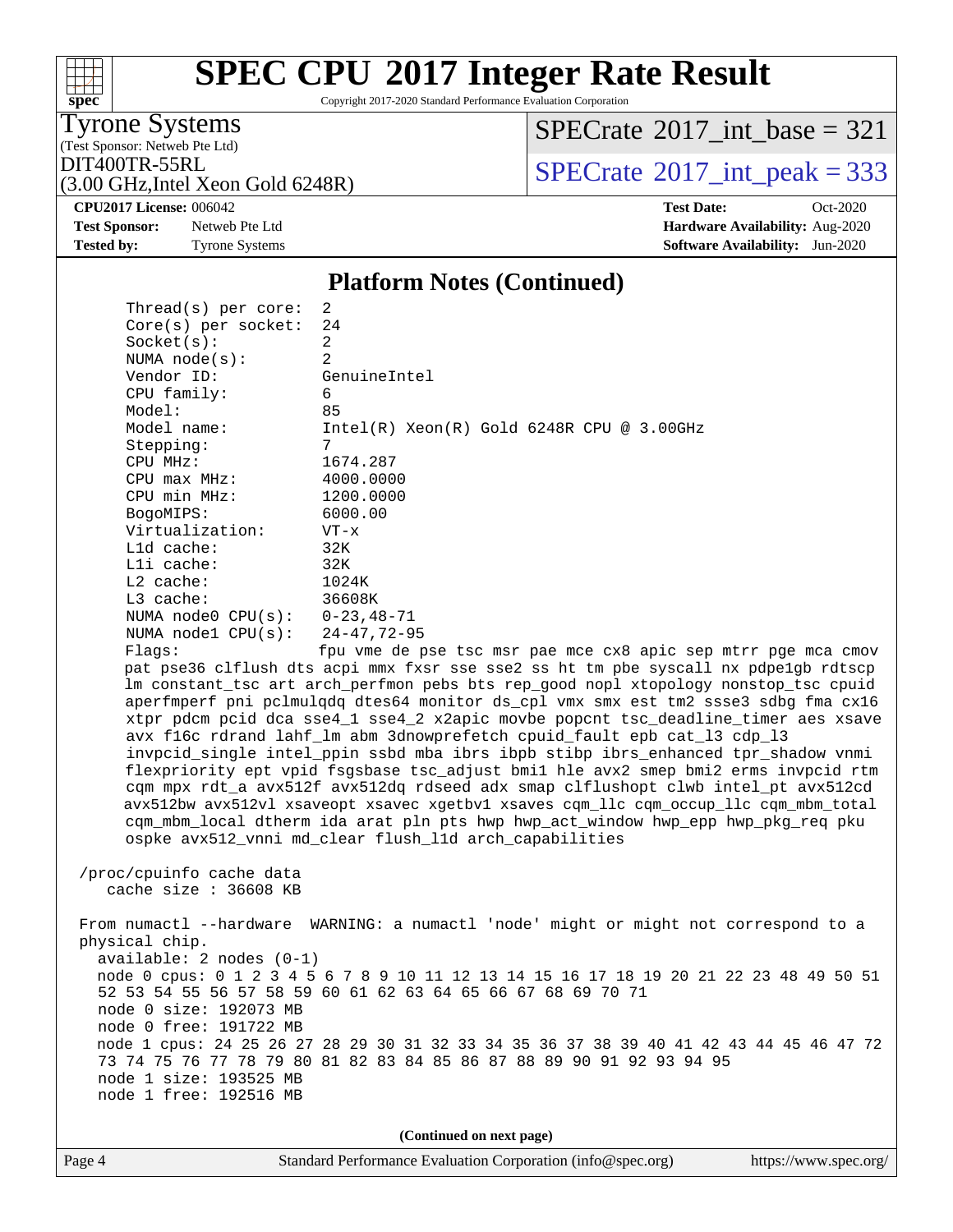# SPEC CPU 2017 Integer Rate Result

Copyright 2017-2020 Standard Performance Evaluation Corporation

**Tyrone Systems**
(Test Sponsor: Netweb Pte Ltd)
DIT400TR-55RL
(3.00 GHz,Intel Xeon Gold 6248R)

SPECrate 2017_int_base = 321

SPECrate 2017_int_peak = 333

**CPU2017 License:** 006042
**Test Sponsor:** Netweb Pte Ltd
**Tested by:** Tyrone Systems

**Test Date:** Oct-2020
**Hardware Availability:** Aug-2020
**Software Availability:** Jun-2020

## Platform Notes (Continued)

```
     Thread(s) per core:  2
     Core(s) per socket:  24
     Socket(s):           2
     NUMA node(s):        2
     Vendor ID:           GenuineIntel
     CPU family:          6
     Model:               85
     Model name:          Intel(R) Xeon(R) Gold 6248R CPU @ 3.00GHz
     Stepping:            7
     CPU MHz:             1674.287
     CPU max MHz:         4000.0000
     CPU min MHz:         1200.0000
     BogoMIPS:            6000.00
     Virtualization:      VT-x
     L1d cache:           32K
     L1i cache:           32K
     L2 cache:            1024K
     L3 cache:            36608K
     NUMA node0 CPU(s):   0-23,48-71
     NUMA node1 CPU(s):   24-47,72-95
     Flags:               fpu vme de pse tsc msr pae mce cx8 apic sep mtrr pge mca cmov
     pat pse36 clflush dts acpi mmx fxsr sse sse2 ss ht tm pbe syscall nx pdpe1gb rdtscp
     lm constant_tsc art arch_perfmon pebs bts rep_good nopl xtopology nonstop_tsc cpuid
     aperfmperf pni pclmulqdq dtes64 monitor ds_cpl vmx smx est tm2 ssse3 sdbg fma cx16
     xtpr pdcm pcid dca sse4_1 sse4_2 x2apic movbe popcnt tsc_deadline_timer aes xsave
     avx f16c rdrand lahf_lm abm 3dnowprefetch cpuid_fault epb cat_l3 cdp_l3
     invpcid_single intel_ppin ssbd mba ibrs ibpb stibp ibrs_enhanced tpr_shadow vnmi
     flexpriority ept vpid fsgsbase tsc_adjust bmi1 hle avx2 smep bmi2 erms invpcid rtm
     cqm mpx rdt_a avx512f avx512dq rdseed adx smap clflushopt clwb intel_pt avx512cd
     avx512bw avx512vl xsaveopt xsavec xgetbv1 xsaves cqm_llc cqm_occup_llc cqm_mbm_total
     cqm_mbm_local dtherm ida arat pln pts hwp hwp_act_window hwp_epp hwp_pkg_req pku
     ospke avx512_vnni md_clear flush_l1d arch_capabilities

 /proc/cpuinfo cache data
    cache size : 36608 KB

 From numactl --hardware  WARNING: a numactl 'node' might or might not correspond to a
 physical chip.
   available: 2 nodes (0-1)
   node 0 cpus: 0 1 2 3 4 5 6 7 8 9 10 11 12 13 14 15 16 17 18 19 20 21 22 23 48 49 50 51
   52 53 54 55 56 57 58 59 60 61 62 63 64 65 66 67 68 69 70 71
   node 0 size: 192073 MB
   node 0 free: 191722 MB
   node 1 cpus: 24 25 26 27 28 29 30 31 32 33 34 35 36 37 38 39 40 41 42 43 44 45 46 47 72
   73 74 75 76 77 78 79 80 81 82 83 84 85 86 87 88 89 90 91 92 93 94 95
   node 1 size: 193525 MB
   node 1 free: 192516 MB
```

**(Continued on next page)**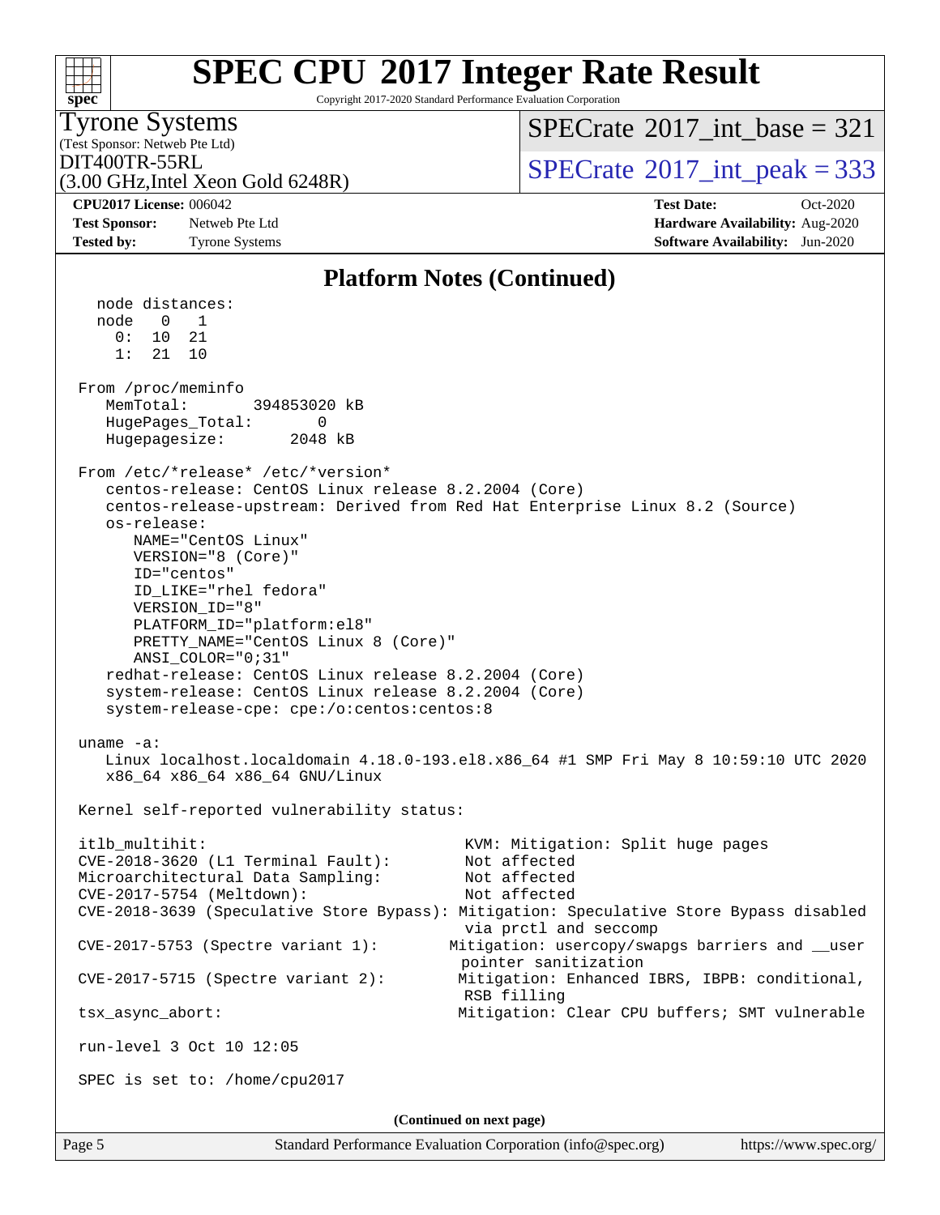# SPEC CPU 2017 Integer Rate Result

Copyright 2017-2020 Standard Performance Evaluation Corporation

**Tyrone Systems**
(Test Sponsor: Netweb Pte Ltd)
DIT400TR-55RL
(3.00 GHz,Intel Xeon Gold 6248R)

SPECrate 2017_int_base = 321
SPECrate 2017_int_peak = 333

| | | | |
|---|---|---|---|
| **CPU2017 License:** | 006042 | **Test Date:** | Oct-2020 |
| **Test Sponsor:** | Netweb Pte Ltd | **Hardware Availability:** | Aug-2020 |
| **Tested by:** | Tyrone Systems | **Software Availability:** | Jun-2020 |

## Platform Notes (Continued)

```
  node distances:
  node   0   1
    0:  10  21
    1:  21  10

From /proc/meminfo
   MemTotal:       394853020 kB
   HugePages_Total:       0
   Hugepagesize:       2048 kB

From /etc/*release* /etc/*version*
   centos-release: CentOS Linux release 8.2.2004 (Core)
   centos-release-upstream: Derived from Red Hat Enterprise Linux 8.2 (Source)
   os-release:
      NAME="CentOS Linux"
      VERSION="8 (Core)"
      ID="centos"
      ID_LIKE="rhel fedora"
      VERSION_ID="8"
      PLATFORM_ID="platform:el8"
      PRETTY_NAME="CentOS Linux 8 (Core)"
      ANSI_COLOR="0;31"
   redhat-release: CentOS Linux release 8.2.2004 (Core)
   system-release: CentOS Linux release 8.2.2004 (Core)
   system-release-cpe: cpe:/o:centos:centos:8

uname -a:
   Linux localhost.localdomain 4.18.0-193.el8.x86_64 #1 SMP Fri May 8 10:59:10 UTC 2020
   x86_64 x86_64 x86_64 GNU/Linux

Kernel self-reported vulnerability status:

itlb_multihit:                            KVM: Mitigation: Split huge pages
CVE-2018-3620 (L1 Terminal Fault):        Not affected
Microarchitectural Data Sampling:         Not affected
CVE-2017-5754 (Meltdown):                 Not affected
CVE-2018-3639 (Speculative Store Bypass): Mitigation: Speculative Store Bypass disabled
                                          via prctl and seccomp
CVE-2017-5753 (Spectre variant 1):       Mitigation: usercopy/swapgs barriers and __user
                                          pointer sanitization
CVE-2017-5715 (Spectre variant 2):       Mitigation: Enhanced IBRS, IBPB: conditional,
                                          RSB filling
tsx_async_abort:                         Mitigation: Clear CPU buffers; SMT vulnerable

run-level 3 Oct 10 12:05

SPEC is set to: /home/cpu2017
```

(Continued on next page)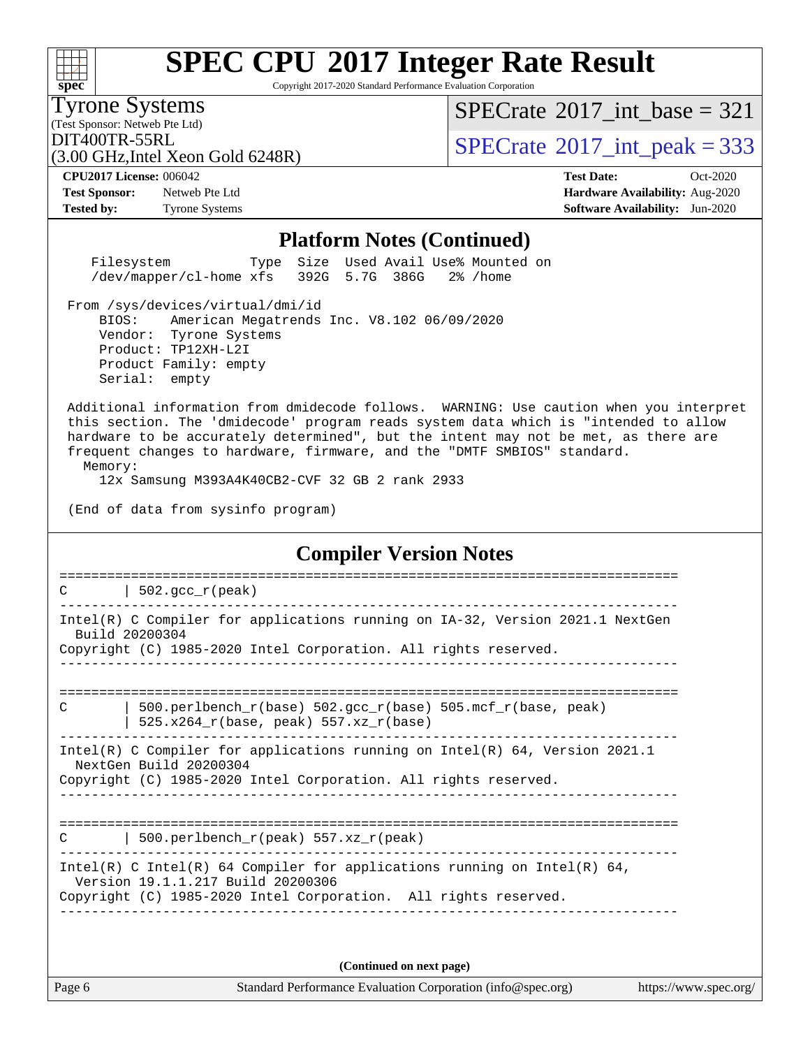# SPEC CPU 2017 Integer Rate Result

Copyright 2017-2020 Standard Performance Evaluation Corporation

**Tyrone Systems**
(Test Sponsor: Netweb Pte Ltd)
DIT400TR-55RL
(3.00 GHz,Intel Xeon Gold 6248R)

SPECrate 2017_int_base = 321
SPECrate 2017_int_peak = 333

**CPU2017 License:** 006042
**Test Sponsor:** Netweb Pte Ltd
**Tested by:** Tyrone Systems

**Test Date:** Oct-2020
**Hardware Availability:** Aug-2020
**Software Availability:** Jun-2020

## Platform Notes (Continued)

```
    Filesystem          Type  Size  Used Avail Use% Mounted on
    /dev/mapper/cl-home xfs   392G  5.7G  386G   2% /home

 From /sys/devices/virtual/dmi/id
     BIOS:    American Megatrends Inc. V8.102 06/09/2020
     Vendor:  Tyrone Systems
     Product: TP12XH-L2I
     Product Family: empty
     Serial:  empty

 Additional information from dmidecode follows.  WARNING: Use caution when you interpret
 this section. The 'dmidecode' program reads system data which is "intended to allow
 hardware to be accurately determined", but the intent may not be met, as there are
 frequent changes to hardware, firmware, and the "DMTF SMBIOS" standard.
   Memory:
     12x Samsung M393A4K40CB2-CVF 32 GB 2 rank 2933

 (End of data from sysinfo program)
```

## Compiler Version Notes

```
==============================================================================
C       | 502.gcc_r(peak)
------------------------------------------------------------------------------
Intel(R) C Compiler for applications running on IA-32, Version 2021.1 NextGen
  Build 20200304
Copyright (C) 1985-2020 Intel Corporation. All rights reserved.
------------------------------------------------------------------------------

==============================================================================
C       | 500.perlbench_r(base) 502.gcc_r(base) 505.mcf_r(base, peak)
        | 525.x264_r(base, peak) 557.xz_r(base)
------------------------------------------------------------------------------
Intel(R) C Compiler for applications running on Intel(R) 64, Version 2021.1
  NextGen Build 20200304
Copyright (C) 1985-2020 Intel Corporation. All rights reserved.
------------------------------------------------------------------------------

==============================================================================
C       | 500.perlbench_r(peak) 557.xz_r(peak)
------------------------------------------------------------------------------
Intel(R) C Intel(R) 64 Compiler for applications running on Intel(R) 64,
  Version 19.1.1.217 Build 20200306
Copyright (C) 1985-2020 Intel Corporation.  All rights reserved.
------------------------------------------------------------------------------
```

**(Continued on next page)**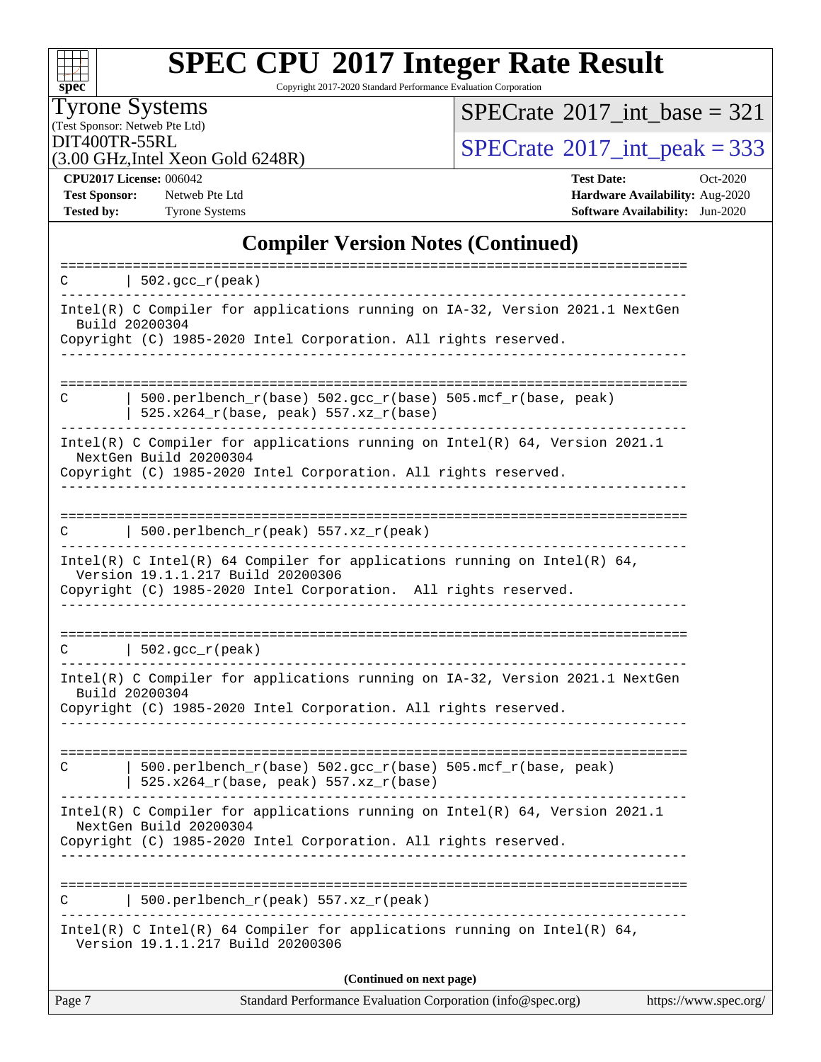## Compiler Version Notes (Continued)

```
==============================================================================
C       | 502.gcc_r(peak)
------------------------------------------------------------------------------
Intel(R) C Compiler for applications running on IA-32, Version 2021.1 NextGen
  Build 20200304
Copyright (C) 1985-2020 Intel Corporation. All rights reserved.
------------------------------------------------------------------------------

==============================================================================
C       | 500.perlbench_r(base) 502.gcc_r(base) 505.mcf_r(base, peak)
        | 525.x264_r(base, peak) 557.xz_r(base)
------------------------------------------------------------------------------
Intel(R) C Compiler for applications running on Intel(R) 64, Version 2021.1
  NextGen Build 20200304
Copyright (C) 1985-2020 Intel Corporation. All rights reserved.
------------------------------------------------------------------------------

==============================================================================
C       | 500.perlbench_r(peak) 557.xz_r(peak)
------------------------------------------------------------------------------
Intel(R) C Intel(R) 64 Compiler for applications running on Intel(R) 64,
  Version 19.1.1.217 Build 20200306
Copyright (C) 1985-2020 Intel Corporation.  All rights reserved.
------------------------------------------------------------------------------

==============================================================================
C       | 502.gcc_r(peak)
------------------------------------------------------------------------------
Intel(R) C Compiler for applications running on IA-32, Version 2021.1 NextGen
  Build 20200304
Copyright (C) 1985-2020 Intel Corporation. All rights reserved.
------------------------------------------------------------------------------

==============================================================================
C       | 500.perlbench_r(base) 502.gcc_r(base) 505.mcf_r(base, peak)
        | 525.x264_r(base, peak) 557.xz_r(base)
------------------------------------------------------------------------------
Intel(R) C Compiler for applications running on Intel(R) 64, Version 2021.1
  NextGen Build 20200304
Copyright (C) 1985-2020 Intel Corporation. All rights reserved.
------------------------------------------------------------------------------

==============================================================================
C       | 500.perlbench_r(peak) 557.xz_r(peak)
------------------------------------------------------------------------------
Intel(R) C Intel(R) 64 Compiler for applications running on Intel(R) 64,
  Version 19.1.1.217 Build 20200306
```

**(Continued on next page)**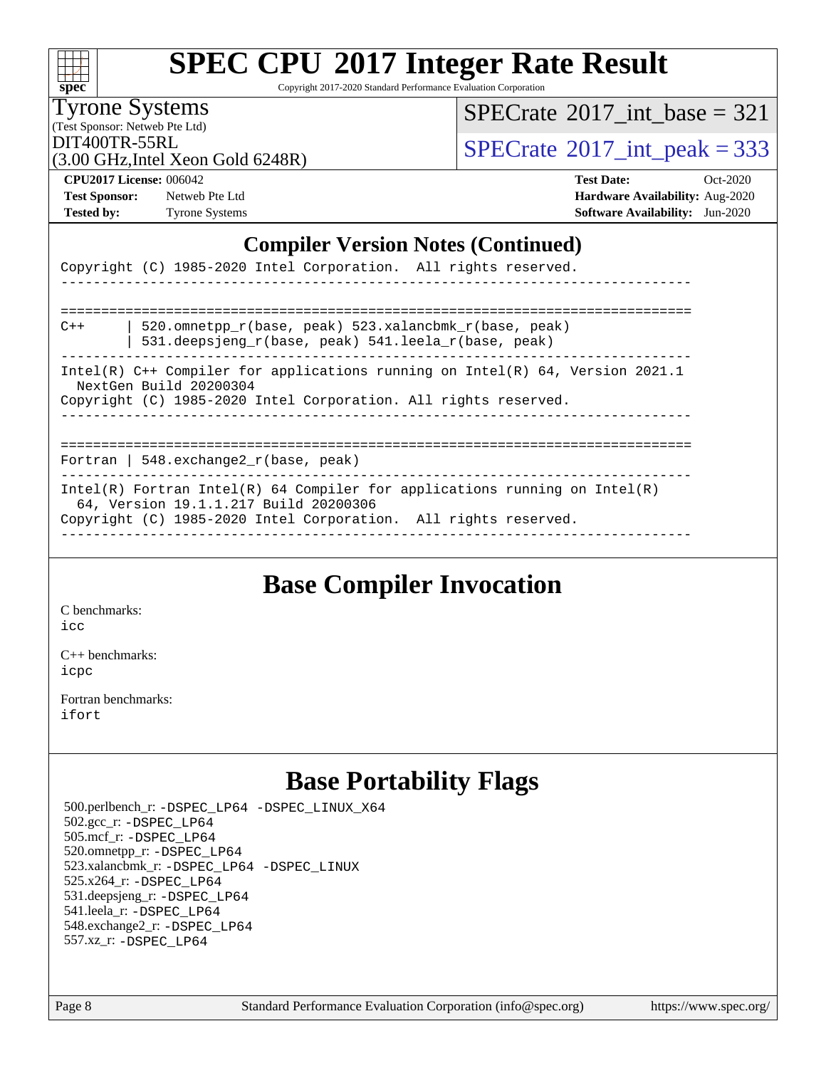## Compiler Version Notes (Continued)

```
Copyright (C) 1985-2020 Intel Corporation.  All rights reserved.
------------------------------------------------------------------------------

==============================================================================
C++      | 520.omnetpp_r(base, peak) 523.xalancbmk_r(base, peak)
         | 531.deepsjeng_r(base, peak) 541.leela_r(base, peak)
------------------------------------------------------------------------------
Intel(R) C++ Compiler for applications running on Intel(R) 64, Version 2021.1
  NextGen Build 20200304
Copyright (C) 1985-2020 Intel Corporation. All rights reserved.
------------------------------------------------------------------------------

==============================================================================
Fortran | 548.exchange2_r(base, peak)
------------------------------------------------------------------------------
Intel(R) Fortran Intel(R) 64 Compiler for applications running on Intel(R)
  64, Version 19.1.1.217 Build 20200306
Copyright (C) 1985-2020 Intel Corporation.  All rights reserved.
------------------------------------------------------------------------------
```

## Base Compiler Invocation

C benchmarks:
icc

C++ benchmarks:
icpc

Fortran benchmarks:
ifort

## Base Portability Flags

500.perlbench_r: -DSPEC_LP64 -DSPEC_LINUX_X64
502.gcc_r: -DSPEC_LP64
505.mcf_r: -DSPEC_LP64
520.omnetpp_r: -DSPEC_LP64
523.xalancbmk_r: -DSPEC_LP64 -DSPEC_LINUX
525.x264_r: -DSPEC_LP64
531.deepsjeng_r: -DSPEC_LP64
541.leela_r: -DSPEC_LP64
548.exchange2_r: -DSPEC_LP64
557.xz_r: -DSPEC_LP64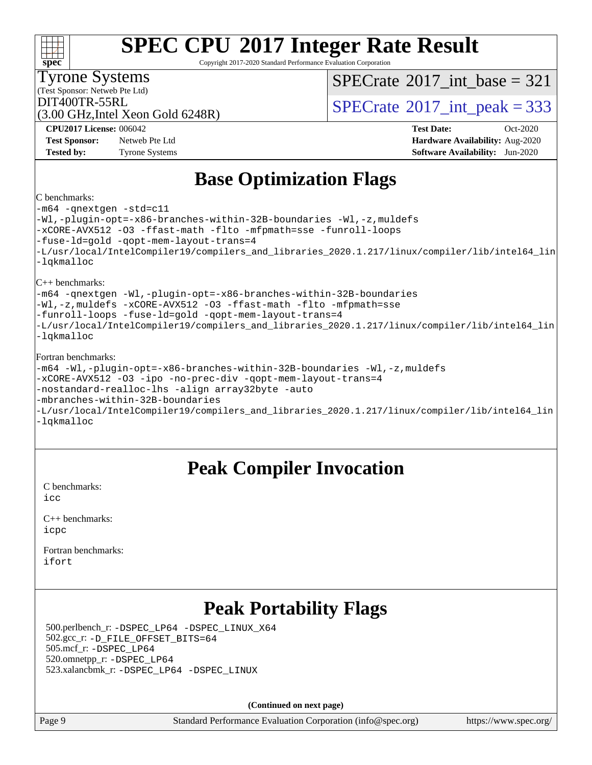# SPEC CPU 2017 Integer Rate Result

Copyright 2017-2020 Standard Performance Evaluation Corporation

Tyrone Systems
(Test Sponsor: Netweb Pte Ltd)
DIT400TR-55RL
(3.00 GHz,Intel Xeon Gold 6248R)

SPECrate 2017_int_base = 321

SPECrate 2017_int_peak = 333

**CPU2017 License:** 006042
**Test Sponsor:** Netweb Pte Ltd
**Tested by:** Tyrone Systems

**Test Date:** Oct-2020
**Hardware Availability:** Aug-2020
**Software Availability:** Jun-2020

## Base Optimization Flags

C benchmarks:

```
-m64 -qnextgen -std=c11
-Wl,-plugin-opt=-x86-branches-within-32B-boundaries -Wl,-z,muldefs
-xCORE-AVX512 -O3 -ffast-math -flto -mfpmath=sse -funroll-loops
-fuse-ld=gold -qopt-mem-layout-trans=4
-L/usr/local/IntelCompiler19/compilers_and_libraries_2020.1.217/linux/compiler/lib/intel64_lin
-lqkmalloc
```

C++ benchmarks:

```
-m64 -qnextgen -Wl,-plugin-opt=-x86-branches-within-32B-boundaries
-Wl,-z,muldefs -xCORE-AVX512 -O3 -ffast-math -flto -mfpmath=sse
-funroll-loops -fuse-ld=gold -qopt-mem-layout-trans=4
-L/usr/local/IntelCompiler19/compilers_and_libraries_2020.1.217/linux/compiler/lib/intel64_lin
-lqkmalloc
```

Fortran benchmarks:

```
-m64 -Wl,-plugin-opt=-x86-branches-within-32B-boundaries -Wl,-z,muldefs
-xCORE-AVX512 -O3 -ipo -no-prec-div -qopt-mem-layout-trans=4
-nostandard-realloc-lhs -align array32byte -auto
-mbranches-within-32B-boundaries
-L/usr/local/IntelCompiler19/compilers_and_libraries_2020.1.217/linux/compiler/lib/intel64_lin
-lqkmalloc
```

## Peak Compiler Invocation

C benchmarks:
icc

C++ benchmarks:
icpc

Fortran benchmarks:
ifort

## Peak Portability Flags

500.perlbench_r: -DSPEC_LP64 -DSPEC_LINUX_X64
502.gcc_r: -D_FILE_OFFSET_BITS=64
505.mcf_r: -DSPEC_LP64
520.omnetpp_r: -DSPEC_LP64
523.xalancbmk_r: -DSPEC_LP64 -DSPEC_LINUX

**(Continued on next page)**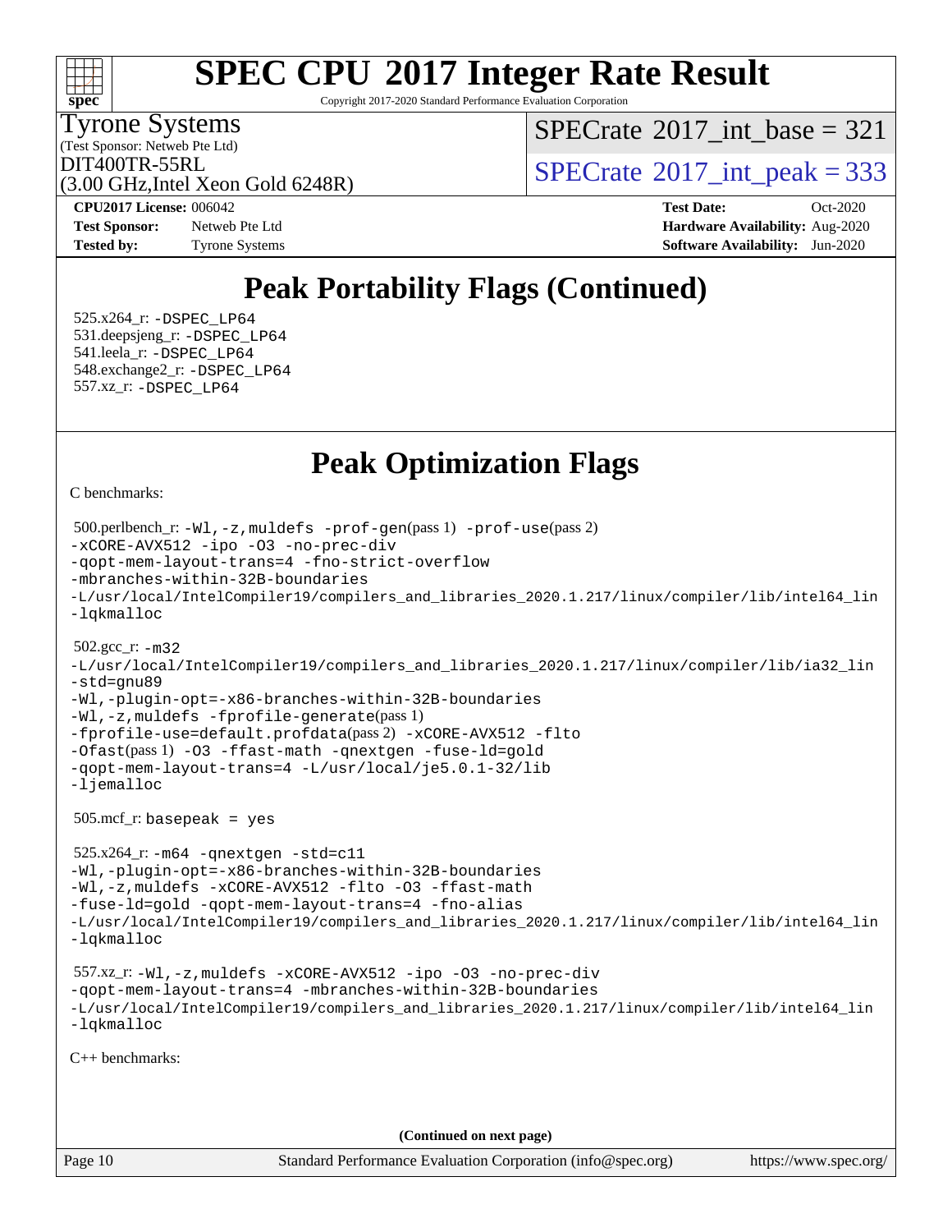# SPEC CPU 2017 Integer Rate Result

Copyright 2017-2020 Standard Performance Evaluation Corporation

Tyrone Systems
(Test Sponsor: Netweb Pte Ltd)
DIT400TR-55RL
(3.00 GHz,Intel Xeon Gold 6248R)

SPECrate 2017_int_base = 321

SPECrate 2017_int_peak = 333

**CPU2017 License:** 006042
**Test Sponsor:** Netweb Pte Ltd
**Tested by:** Tyrone Systems

**Test Date:** Oct-2020
**Hardware Availability:** Aug-2020
**Software Availability:** Jun-2020

## Peak Portability Flags (Continued)

525.x264_r: -DSPEC_LP64
531.deepsjeng_r: -DSPEC_LP64
541.leela_r: -DSPEC_LP64
548.exchange2_r: -DSPEC_LP64
557.xz_r: -DSPEC_LP64

## Peak Optimization Flags

C benchmarks:

500.perlbench_r: -Wl,-z,muldefs -prof-gen(pass 1) -prof-use(pass 2)
-xCORE-AVX512 -ipo -O3 -no-prec-div
-qopt-mem-layout-trans=4 -fno-strict-overflow
-mbranches-within-32B-boundaries
-L/usr/local/IntelCompiler19/compilers_and_libraries_2020.1.217/linux/compiler/lib/intel64_lin
-lqkmalloc

502.gcc_r: -m32
-L/usr/local/IntelCompiler19/compilers_and_libraries_2020.1.217/linux/compiler/lib/ia32_lin
-std=gnu89
-Wl,-plugin-opt=-x86-branches-within-32B-boundaries
-Wl,-z,muldefs -fprofile-generate(pass 1)
-fprofile-use=default.profdata(pass 2) -xCORE-AVX512 -flto
-Ofast(pass 1) -O3 -ffast-math -qnextgen -fuse-ld=gold
-qopt-mem-layout-trans=4 -L/usr/local/je5.0.1-32/lib
-ljemalloc

505.mcf_r: basepeak = yes

525.x264_r: -m64 -qnextgen -std=c11
-Wl,-plugin-opt=-x86-branches-within-32B-boundaries
-Wl,-z,muldefs -xCORE-AVX512 -flto -O3 -ffast-math
-fuse-ld=gold -qopt-mem-layout-trans=4 -fno-alias
-L/usr/local/IntelCompiler19/compilers_and_libraries_2020.1.217/linux/compiler/lib/intel64_lin
-lqkmalloc

557.xz_r: -Wl,-z,muldefs -xCORE-AVX512 -ipo -O3 -no-prec-div
-qopt-mem-layout-trans=4 -mbranches-within-32B-boundaries
-L/usr/local/IntelCompiler19/compilers_and_libraries_2020.1.217/linux/compiler/lib/intel64_lin
-lqkmalloc

C++ benchmarks:

**(Continued on next page)**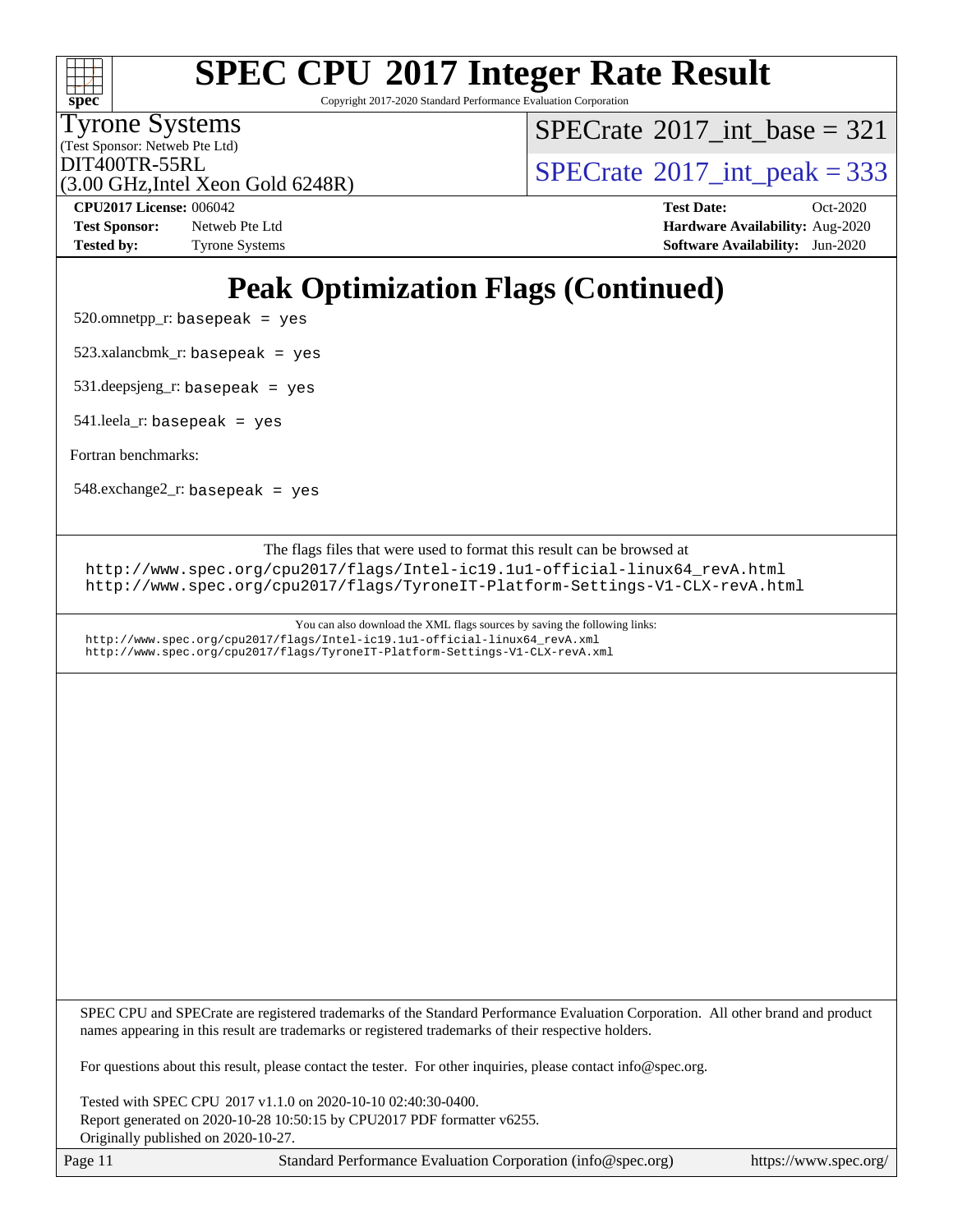# SPEC CPU 2017 Integer Rate Result

Copyright 2017-2020 Standard Performance Evaluation Corporation

Tyrone Systems
(Test Sponsor: Netweb Pte Ltd)
DIT400TR-55RL
(3.00 GHz,Intel Xeon Gold 6248R)

SPECrate 2017_int_base = 321
SPECrate 2017_int_peak = 333

**CPU2017 License:** 006042
**Test Sponsor:** Netweb Pte Ltd
**Tested by:** Tyrone Systems

**Test Date:** Oct-2020
**Hardware Availability:** Aug-2020
**Software Availability:** Jun-2020

## Peak Optimization Flags (Continued)

520.omnetpp_r: `basepeak = yes`

523.xalancbmk_r: `basepeak = yes`

531.deepsjeng_r: `basepeak = yes`

541.leela_r: `basepeak = yes`

Fortran benchmarks:

548.exchange2_r: `basepeak = yes`

The flags files that were used to format this result can be browsed at
http://www.spec.org/cpu2017/flags/Intel-ic19.1u1-official-linux64_revA.html
http://www.spec.org/cpu2017/flags/TyroneIT-Platform-Settings-V1-CLX-revA.html

You can also download the XML flags sources by saving the following links:
http://www.spec.org/cpu2017/flags/Intel-ic19.1u1-official-linux64_revA.xml
http://www.spec.org/cpu2017/flags/TyroneIT-Platform-Settings-V1-CLX-revA.xml

SPEC CPU and SPECrate are registered trademarks of the Standard Performance Evaluation Corporation. All other brand and product names appearing in this result are trademarks or registered trademarks of their respective holders.

For questions about this result, please contact the tester. For other inquiries, please contact info@spec.org.

Tested with SPEC CPU 2017 v1.1.0 on 2020-10-10 02:40:30-0400.
Report generated on 2020-10-28 10:50:15 by CPU2017 PDF formatter v6255.
Originally published on 2020-10-27.